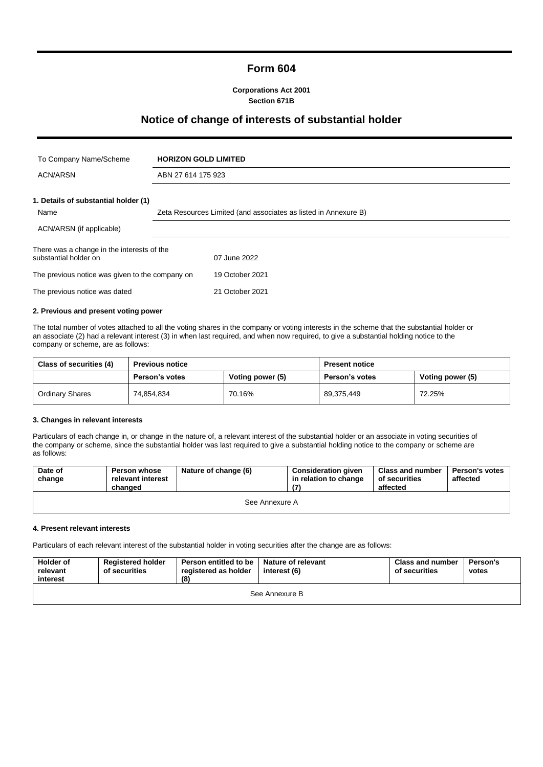# Form 604

**Corporations Act 2001**
**Section 671B**

## Notice of change of interests of substantial holder

| To Company Name/Scheme | **HORIZON GOLD LIMITED** |
|---|---|
| ACN/ARSN | ABN 27 614 175 923 |

**1. Details of substantial holder (1)**

| Name | Zeta Resources Limited (and associates as listed in Annexure B) |
|---|---|
| ACN/ARSN (if applicable) | |

| There was a change in the interests of the substantial holder on | 07 June 2022 |
|---|---|
| The previous notice was given to the company on | 19 October 2021 |
| The previous notice was dated | 21 October 2021 |

**2. Previous and present voting power**

The total number of votes attached to all the voting shares in the company or voting interests in the scheme that the substantial holder or an associate (2) had a relevant interest (3) in when last required, and when now required, to give a substantial holding notice to the company or scheme, are as follows:

| Class of securities (4) | Previous notice | | Present notice | |
|---|---|---|---|---|
| | **Person's votes** | **Voting power (5)** | **Person's votes** | **Voting power (5)** |
| Ordinary Shares | 74,854,834 | 70.16% | 89,375,449 | 72.25% |

**3. Changes in relevant interests**

Particulars of each change in, or change in the nature of, a relevant interest of the substantial holder or an associate in voting securities of the company or scheme, since the substantial holder was last required to give a substantial holding notice to the company or scheme are as follows:

| Date of change | Person whose relevant interest changed | Nature of change (6) | Consideration given in relation to change (7) | Class and number of securities affected | Person's votes affected |
|---|---|---|---|---|---|
| See Annexure A | | | | | |

**4. Present relevant interests**

Particulars of each relevant interest of the substantial holder in voting securities after the change are as follows:

| Holder of relevant interest | Registered holder of securities | Person entitled to be registered as holder (8) | Nature of relevant interest (6) | Class and number of securities | Person's votes |
|---|---|---|---|---|---|
| See Annexure B | | | | | |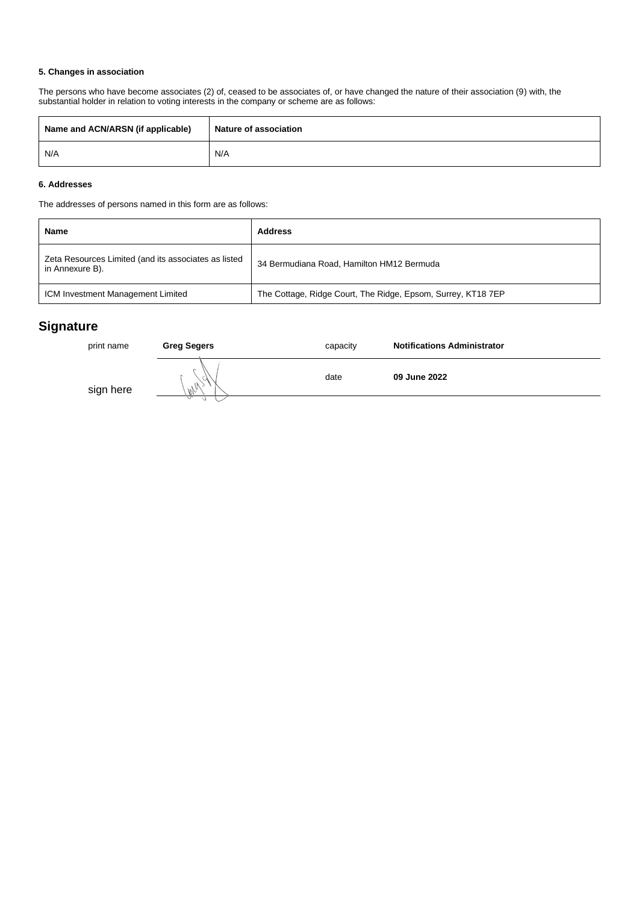#### 5. Changes in association

The persons who have become associates (2) of, ceased to be associates of, or have changed the nature of their association (9) with, the substantial holder in relation to voting interests in the company or scheme are as follows:

| Name and ACN/ARSN (if applicable) | Nature of association |
|---|---|
| N/A | N/A |

#### 6. Addresses

The addresses of persons named in this form are as follows:

| Name | Address |
|---|---|
| Zeta Resources Limited (and its associates as listed in Annexure B). | 34 Bermudiana Road, Hamilton HM12 Bermuda |
| ICM Investment Management Limited | The Cottage, Ridge Court, The Ridge, Epsom, Surrey, KT18 7EP |

## Signature

| | | | |
|---|---|---|---|
| print name | **Greg Segers** | capacity | **Notifications Administrator** |
| sign here | | date | **09 June 2022** |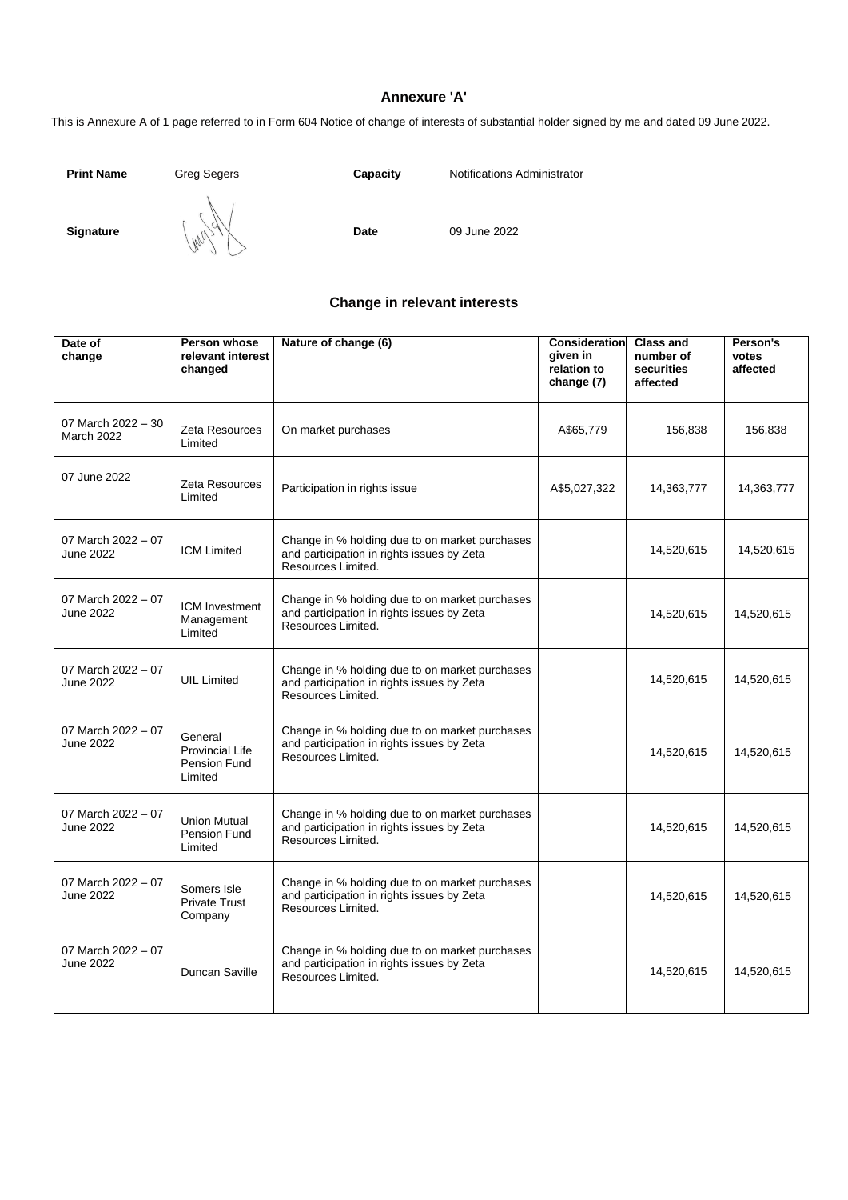### Annexure 'A'

This is Annexure A of 1 page referred to in Form 604 Notice of change of interests of substantial holder signed by me and dated 09 June 2022.

**Print Name** Greg Segers **Capacity** Notifications Administrator

**Signature** **Date** 09 June 2022

### Change in relevant interests

| Date of change | Person whose relevant interest changed | Nature of change (6) | Consideration given in relation to change (7) | Class and number of securities affected | Person's votes affected |
|---|---|---|---|---|---|
| 07 March 2022 – 30 March 2022 | Zeta Resources Limited | On market purchases | A$65,779 | 156,838 | 156,838 |
| 07 June 2022 | Zeta Resources Limited | Participation in rights issue | A$5,027,322 | 14,363,777 | 14,363,777 |
| 07 March 2022 – 07 June 2022 | ICM Limited | Change in % holding due to on market purchases and participation in rights issues by Zeta Resources Limited. | | 14,520,615 | 14,520,615 |
| 07 March 2022 – 07 June 2022 | ICM Investment Management Limited | Change in % holding due to on market purchases and participation in rights issues by Zeta Resources Limited. | | 14,520,615 | 14,520,615 |
| 07 March 2022 – 07 June 2022 | UIL Limited | Change in % holding due to on market purchases and participation in rights issues by Zeta Resources Limited. | | 14,520,615 | 14,520,615 |
| 07 March 2022 – 07 June 2022 | General Provincial Life Pension Fund Limited | Change in % holding due to on market purchases and participation in rights issues by Zeta Resources Limited. | | 14,520,615 | 14,520,615 |
| 07 March 2022 – 07 June 2022 | Union Mutual Pension Fund Limited | Change in % holding due to on market purchases and participation in rights issues by Zeta Resources Limited. | | 14,520,615 | 14,520,615 |
| 07 March 2022 – 07 June 2022 | Somers Isle Private Trust Company | Change in % holding due to on market purchases and participation in rights issues by Zeta Resources Limited. | | 14,520,615 | 14,520,615 |
| 07 March 2022 – 07 June 2022 | Duncan Saville | Change in % holding due to on market purchases and participation in rights issues by Zeta Resources Limited. | | 14,520,615 | 14,520,615 |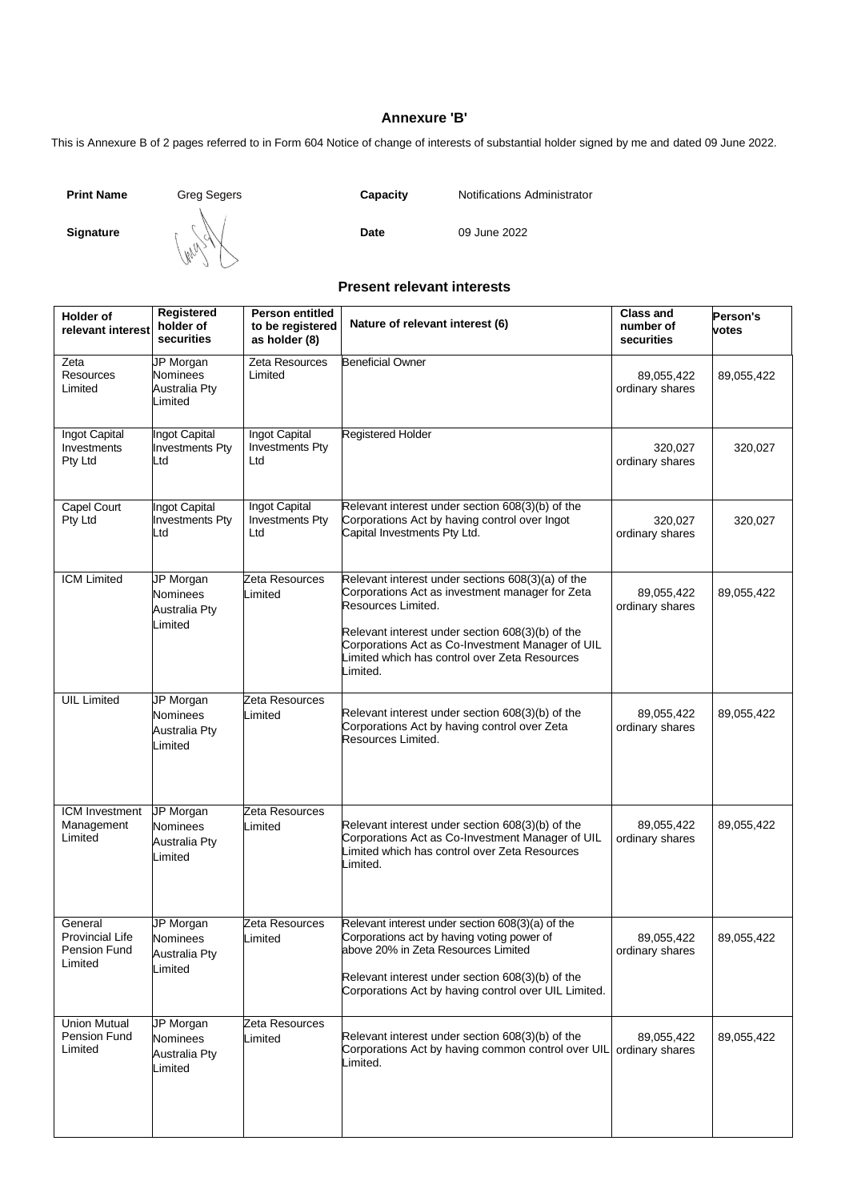## Annexure 'B'

This is Annexure B of 2 pages referred to in Form 604 Notice of change of interests of substantial holder signed by me and dated 09 June 2022.

**Print Name** Greg Segers **Capacity** Notifications Administrator

**Signature** **Date** 09 June 2022

### Present relevant interests

| Holder of relevant interest | Registered holder of securities | Person entitled to be registered as holder (8) | Nature of relevant interest (6) | Class and number of securities | Person's votes |
|---|---|---|---|---|---|
| Zeta Resources Limited | JP Morgan Nominees Australia Pty Limited | Zeta Resources Limited | Beneficial Owner | 89,055,422 ordinary shares | 89,055,422 |
| Ingot Capital Investments Pty Ltd | Ingot Capital Investments Pty Ltd | Ingot Capital Investments Pty Ltd | Registered Holder | 320,027 ordinary shares | 320,027 |
| Capel Court Pty Ltd | Ingot Capital Investments Pty Ltd | Ingot Capital Investments Pty Ltd | Relevant interest under section 608(3)(b) of the Corporations Act by having control over Ingot Capital Investments Pty Ltd. | 320,027 ordinary shares | 320,027 |
| ICM Limited | JP Morgan Nominees Australia Pty Limited | Zeta Resources Limited | Relevant interest under sections 608(3)(a) of the Corporations Act as investment manager for Zeta Resources Limited.<br><br>Relevant interest under section 608(3)(b) of the Corporations Act as Co-Investment Manager of UIL Limited which has control over Zeta Resources Limited. | 89,055,422 ordinary shares | 89,055,422 |
| UIL Limited | JP Morgan Nominees Australia Pty Limited | Zeta Resources Limited | Relevant interest under section 608(3)(b) of the Corporations Act by having control over Zeta Resources Limited. | 89,055,422 ordinary shares | 89,055,422 |
| ICM Investment Management Limited | JP Morgan Nominees Australia Pty Limited | Zeta Resources Limited | Relevant interest under section 608(3)(b) of the Corporations Act as Co-Investment Manager of UIL Limited which has control over Zeta Resources Limited. | 89,055,422 ordinary shares | 89,055,422 |
| General Provincial Life Pension Fund Limited | JP Morgan Nominees Australia Pty Limited | Zeta Resources Limited | Relevant interest under section 608(3)(a) of the Corporations act by having voting power of above 20% in Zeta Resources Limited<br><br>Relevant interest under section 608(3)(b) of the Corporations Act by having control over UIL Limited. | 89,055,422 ordinary shares | 89,055,422 |
| Union Mutual Pension Fund Limited | JP Morgan Nominees Australia Pty Limited | Zeta Resources Limited | Relevant interest under section 608(3)(b) of the Corporations Act by having common control over UIL Limited. | 89,055,422 ordinary shares | 89,055,422 |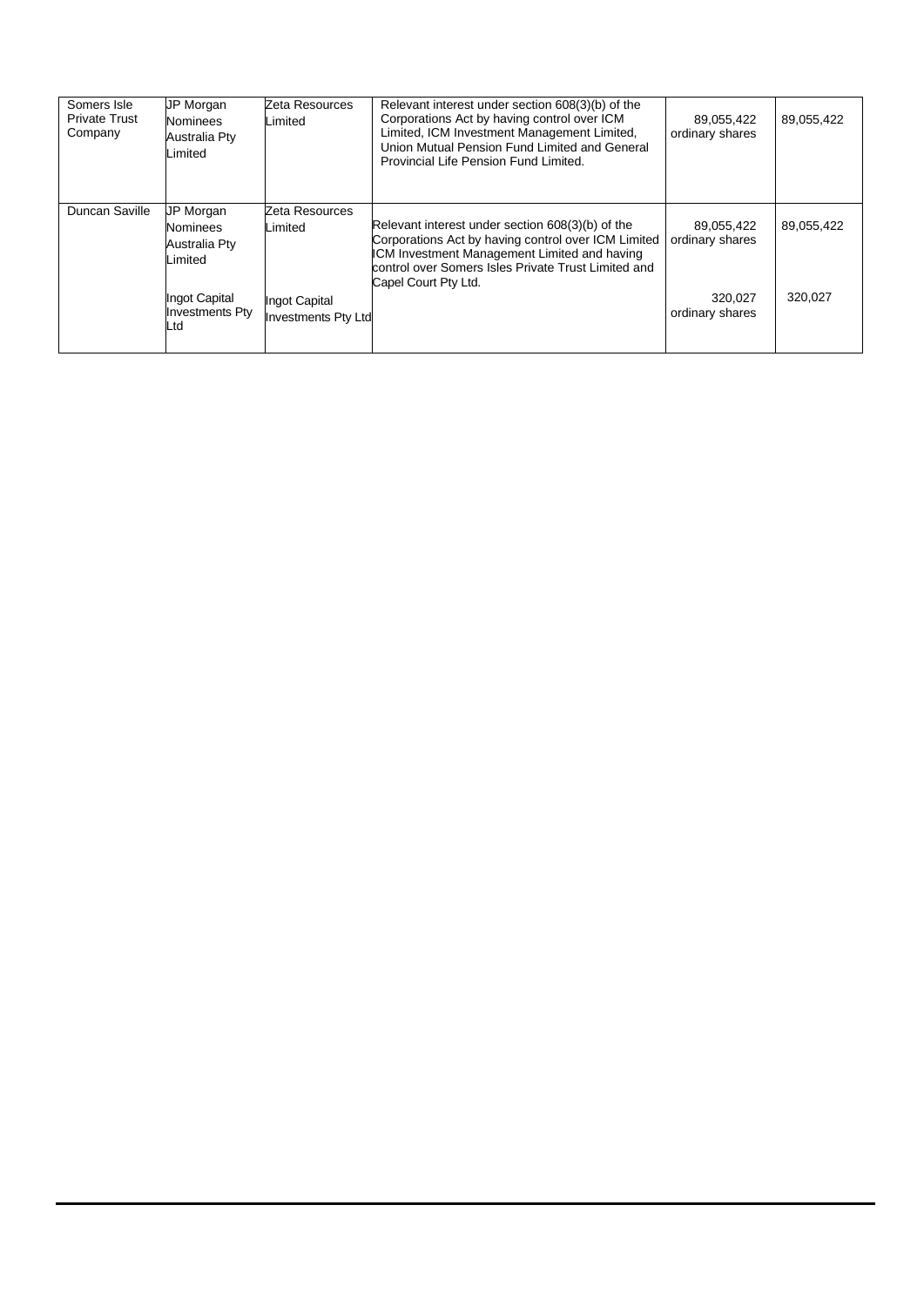| | | | | | |
|---|---|---|---|---|---|
| Somers Isle Private Trust Company | JP Morgan Nominees Australia Pty Limited | Zeta Resources Limited | Relevant interest under section 608(3)(b) of the Corporations Act by having control over ICM Limited, ICM Investment Management Limited, Union Mutual Pension Fund Limited and General Provincial Life Pension Fund Limited. | 89,055,422 ordinary shares | 89,055,422 |
| Duncan Saville | JP Morgan Nominees Australia Pty Limited<br><br>Ingot Capital Investments Pty Ltd | Zeta Resources Limited<br><br>Ingot Capital Investments Pty Ltd | Relevant interest under section 608(3)(b) of the Corporations Act by having control over ICM Limited ICM Investment Management Limited and having control over Somers Isles Private Trust Limited and Capel Court Pty Ltd. | 89,055,422 ordinary shares<br><br>320,027 ordinary shares | 89,055,422<br><br>320,027 |